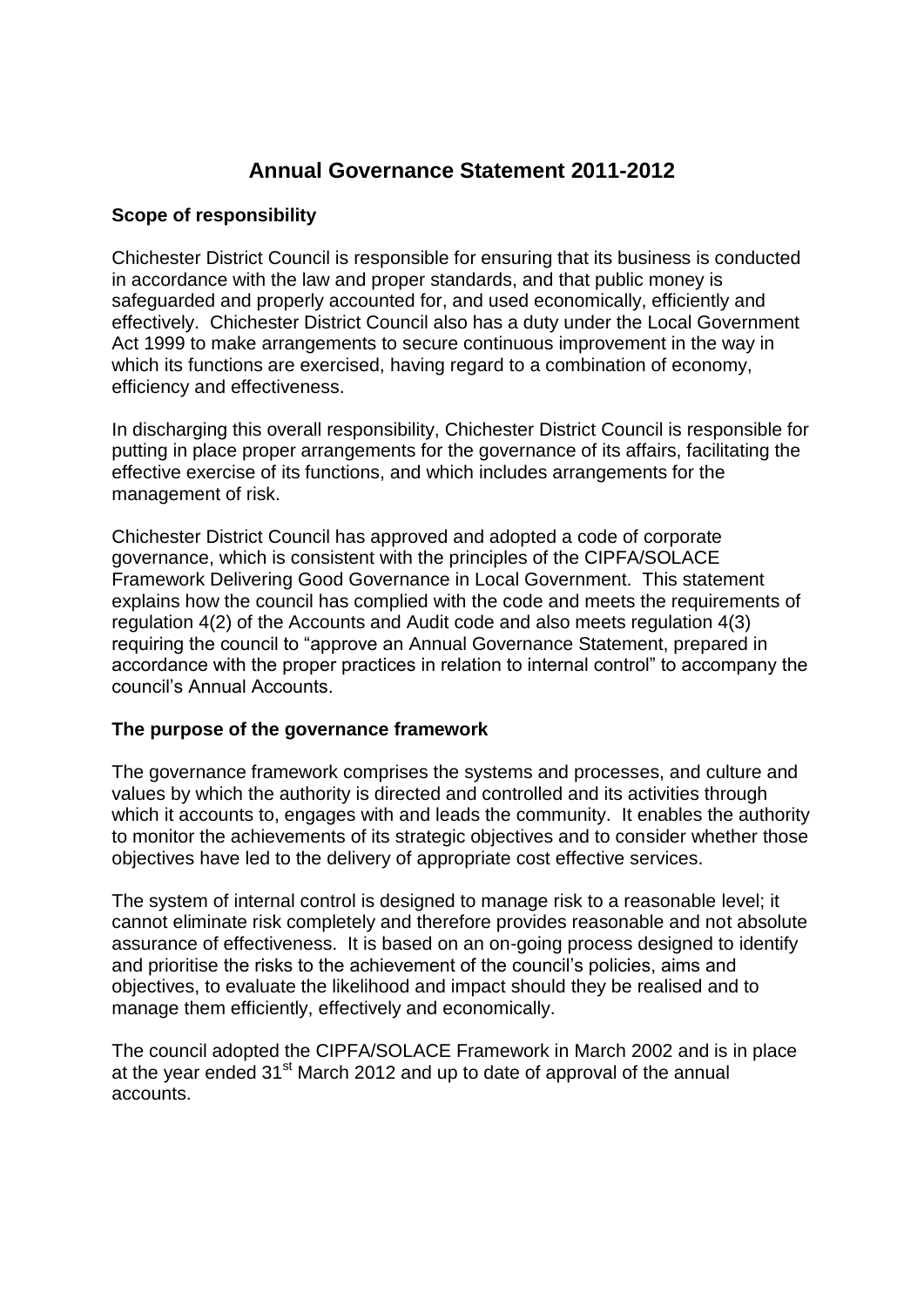# Annual Governance Statement 2011-2012

## Scope of responsibility

Chichester District Council is responsible for ensuring that its business is conducted in accordance with the law and proper standards, and that public money is safeguarded and properly accounted for, and used economically, efficiently and effectively. Chichester District Council also has a duty under the Local Government Act 1999 to make arrangements to secure continuous improvement in the way in which its functions are exercised, having regard to a combination of economy, efficiency and effectiveness.

In discharging this overall responsibility, Chichester District Council is responsible for putting in place proper arrangements for the governance of its affairs, facilitating the effective exercise of its functions, and which includes arrangements for the management of risk.

Chichester District Council has approved and adopted a code of corporate governance, which is consistent with the principles of the CIPFA/SOLACE Framework Delivering Good Governance in Local Government. This statement explains how the council has complied with the code and meets the requirements of regulation 4(2) of the Accounts and Audit code and also meets regulation 4(3) requiring the council to "approve an Annual Governance Statement, prepared in accordance with the proper practices in relation to internal control" to accompany the council's Annual Accounts.

## The purpose of the governance framework

The governance framework comprises the systems and processes, and culture and values by which the authority is directed and controlled and its activities through which it accounts to, engages with and leads the community. It enables the authority to monitor the achievements of its strategic objectives and to consider whether those objectives have led to the delivery of appropriate cost effective services.

The system of internal control is designed to manage risk to a reasonable level; it cannot eliminate risk completely and therefore provides reasonable and not absolute assurance of effectiveness. It is based on an on-going process designed to identify and prioritise the risks to the achievement of the council's policies, aims and objectives, to evaluate the likelihood and impact should they be realised and to manage them efficiently, effectively and economically.

The council adopted the CIPFA/SOLACE Framework in March 2002 and is in place at the year ended 31st March 2012 and up to date of approval of the annual accounts.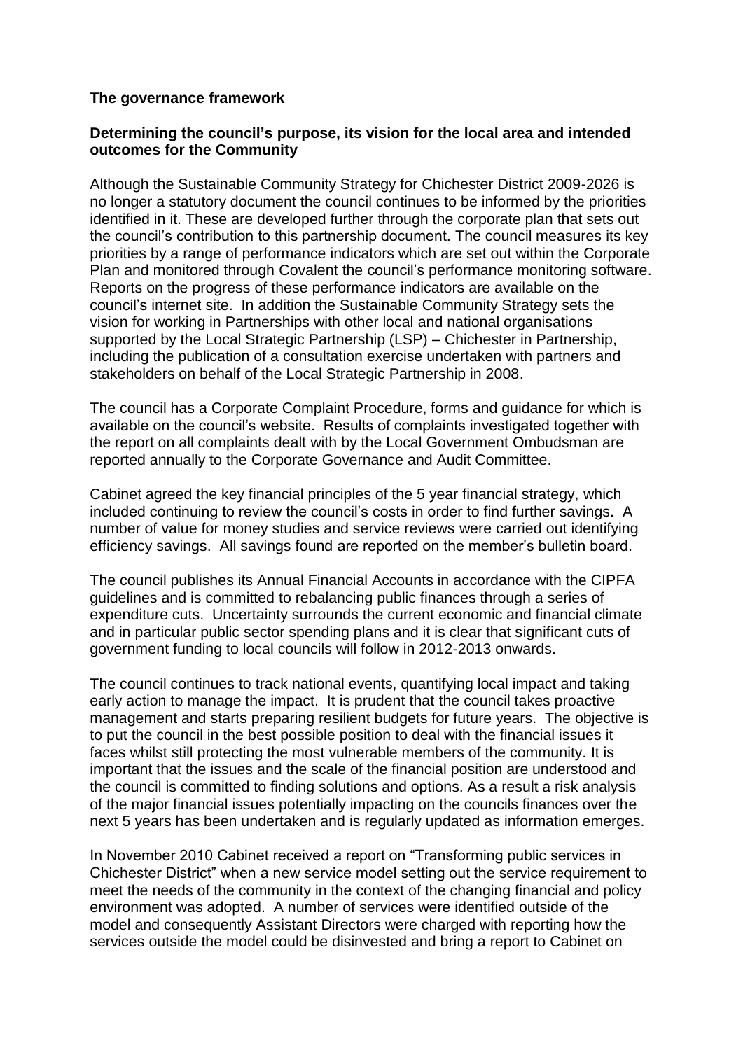**The governance framework**

**Determining the council's purpose, its vision for the local area and intended outcomes for the Community**

Although the Sustainable Community Strategy for Chichester District 2009-2026 is no longer a statutory document the council continues to be informed by the priorities identified in it. These are developed further through the corporate plan that sets out the council's contribution to this partnership document. The council measures its key priorities by a range of performance indicators which are set out within the Corporate Plan and monitored through Covalent the council's performance monitoring software. Reports on the progress of these performance indicators are available on the council's internet site. In addition the Sustainable Community Strategy sets the vision for working in Partnerships with other local and national organisations supported by the Local Strategic Partnership (LSP) – Chichester in Partnership, including the publication of a consultation exercise undertaken with partners and stakeholders on behalf of the Local Strategic Partnership in 2008.

The council has a Corporate Complaint Procedure, forms and guidance for which is available on the council's website. Results of complaints investigated together with the report on all complaints dealt with by the Local Government Ombudsman are reported annually to the Corporate Governance and Audit Committee.

Cabinet agreed the key financial principles of the 5 year financial strategy, which included continuing to review the council's costs in order to find further savings. A number of value for money studies and service reviews were carried out identifying efficiency savings. All savings found are reported on the member's bulletin board.

The council publishes its Annual Financial Accounts in accordance with the CIPFA guidelines and is committed to rebalancing public finances through a series of expenditure cuts. Uncertainty surrounds the current economic and financial climate and in particular public sector spending plans and it is clear that significant cuts of government funding to local councils will follow in 2012-2013 onwards.

The council continues to track national events, quantifying local impact and taking early action to manage the impact. It is prudent that the council takes proactive management and starts preparing resilient budgets for future years. The objective is to put the council in the best possible position to deal with the financial issues it faces whilst still protecting the most vulnerable members of the community. It is important that the issues and the scale of the financial position are understood and the council is committed to finding solutions and options. As a result a risk analysis of the major financial issues potentially impacting on the councils finances over the next 5 years has been undertaken and is regularly updated as information emerges.

In November 2010 Cabinet received a report on "Transforming public services in Chichester District" when a new service model setting out the service requirement to meet the needs of the community in the context of the changing financial and policy environment was adopted. A number of services were identified outside of the model and consequently Assistant Directors were charged with reporting how the services outside the model could be disinvested and bring a report to Cabinet on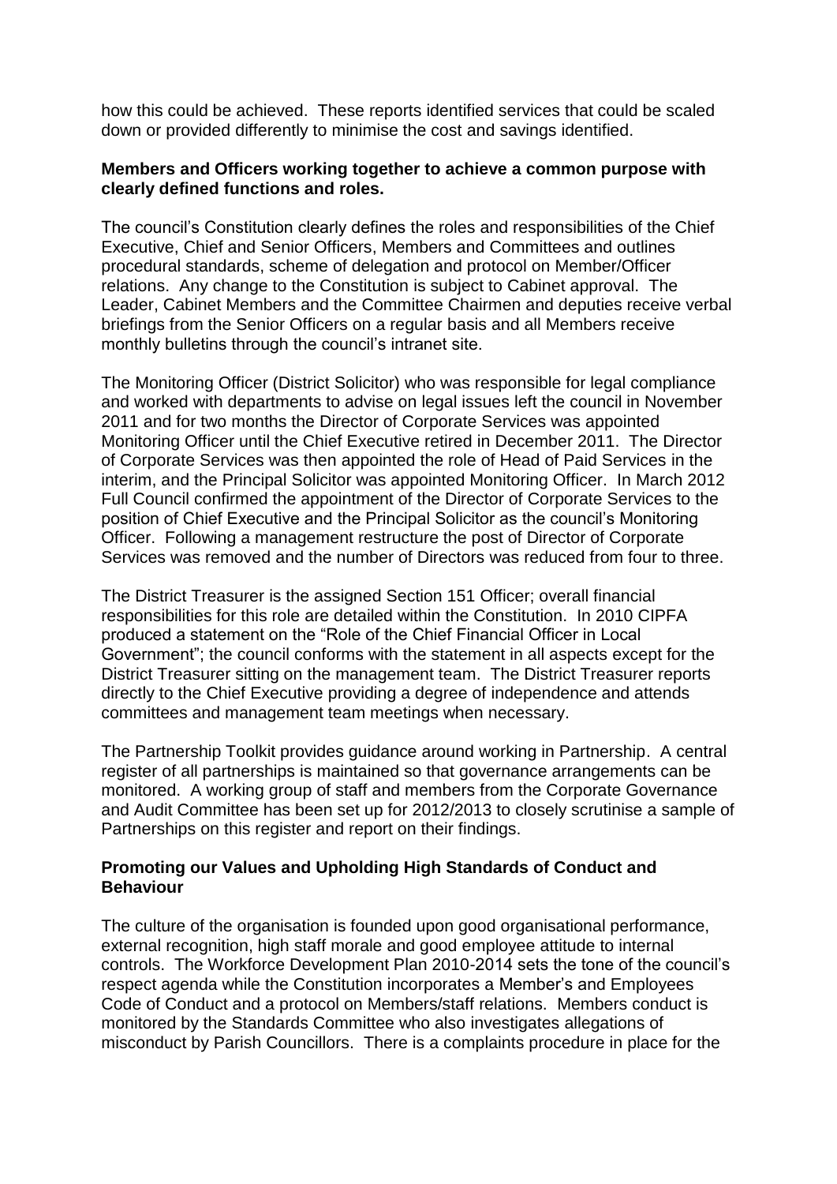how this could be achieved. These reports identified services that could be scaled down or provided differently to minimise the cost and savings identified.

**Members and Officers working together to achieve a common purpose with clearly defined functions and roles.**

The council's Constitution clearly defines the roles and responsibilities of the Chief Executive, Chief and Senior Officers, Members and Committees and outlines procedural standards, scheme of delegation and protocol on Member/Officer relations. Any change to the Constitution is subject to Cabinet approval. The Leader, Cabinet Members and the Committee Chairmen and deputies receive verbal briefings from the Senior Officers on a regular basis and all Members receive monthly bulletins through the council's intranet site.

The Monitoring Officer (District Solicitor) who was responsible for legal compliance and worked with departments to advise on legal issues left the council in November 2011 and for two months the Director of Corporate Services was appointed Monitoring Officer until the Chief Executive retired in December 2011. The Director of Corporate Services was then appointed the role of Head of Paid Services in the interim, and the Principal Solicitor was appointed Monitoring Officer. In March 2012 Full Council confirmed the appointment of the Director of Corporate Services to the position of Chief Executive and the Principal Solicitor as the council's Monitoring Officer. Following a management restructure the post of Director of Corporate Services was removed and the number of Directors was reduced from four to three.

The District Treasurer is the assigned Section 151 Officer; overall financial responsibilities for this role are detailed within the Constitution. In 2010 CIPFA produced a statement on the "Role of the Chief Financial Officer in Local Government"; the council conforms with the statement in all aspects except for the District Treasurer sitting on the management team. The District Treasurer reports directly to the Chief Executive providing a degree of independence and attends committees and management team meetings when necessary.

The Partnership Toolkit provides guidance around working in Partnership. A central register of all partnerships is maintained so that governance arrangements can be monitored. A working group of staff and members from the Corporate Governance and Audit Committee has been set up for 2012/2013 to closely scrutinise a sample of Partnerships on this register and report on their findings.

**Promoting our Values and Upholding High Standards of Conduct and Behaviour**

The culture of the organisation is founded upon good organisational performance, external recognition, high staff morale and good employee attitude to internal controls. The Workforce Development Plan 2010-2014 sets the tone of the council's respect agenda while the Constitution incorporates a Member's and Employees Code of Conduct and a protocol on Members/staff relations. Members conduct is monitored by the Standards Committee who also investigates allegations of misconduct by Parish Councillors. There is a complaints procedure in place for the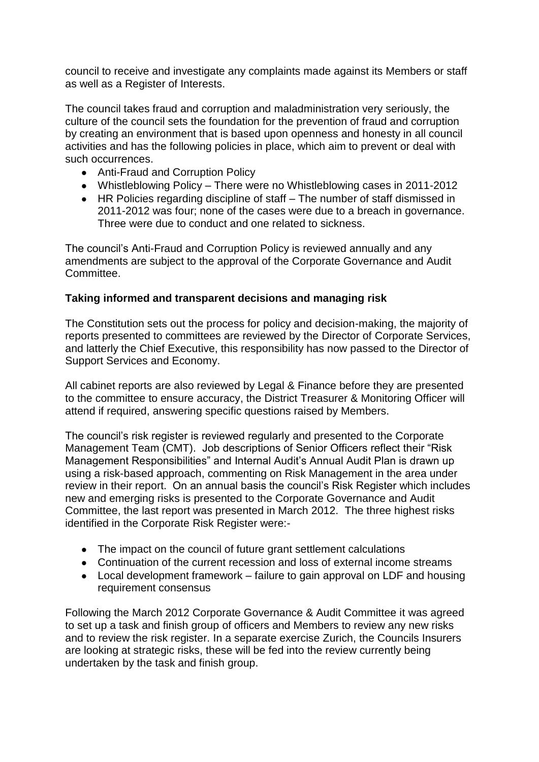council to receive and investigate any complaints made against its Members or staff as well as a Register of Interests.

The council takes fraud and corruption and maladministration very seriously, the culture of the council sets the foundation for the prevention of fraud and corruption by creating an environment that is based upon openness and honesty in all council activities and has the following policies in place, which aim to prevent or deal with such occurrences.

- Anti-Fraud and Corruption Policy
- Whistleblowing Policy – There were no Whistleblowing cases in 2011-2012
- HR Policies regarding discipline of staff – The number of staff dismissed in 2011-2012 was four; none of the cases were due to a breach in governance. Three were due to conduct and one related to sickness.

The council's Anti-Fraud and Corruption Policy is reviewed annually and any amendments are subject to the approval of the Corporate Governance and Audit Committee.

**Taking informed and transparent decisions and managing risk**

The Constitution sets out the process for policy and decision-making, the majority of reports presented to committees are reviewed by the Director of Corporate Services, and latterly the Chief Executive, this responsibility has now passed to the Director of Support Services and Economy.

All cabinet reports are also reviewed by Legal & Finance before they are presented to the committee to ensure accuracy, the District Treasurer & Monitoring Officer will attend if required, answering specific questions raised by Members.

The council's risk register is reviewed regularly and presented to the Corporate Management Team (CMT). Job descriptions of Senior Officers reflect their "Risk Management Responsibilities" and Internal Audit's Annual Audit Plan is drawn up using a risk-based approach, commenting on Risk Management in the area under review in their report. On an annual basis the council's Risk Register which includes new and emerging risks is presented to the Corporate Governance and Audit Committee, the last report was presented in March 2012. The three highest risks identified in the Corporate Risk Register were:-

- The impact on the council of future grant settlement calculations
- Continuation of the current recession and loss of external income streams
- Local development framework – failure to gain approval on LDF and housing requirement consensus

Following the March 2012 Corporate Governance & Audit Committee it was agreed to set up a task and finish group of officers and Members to review any new risks and to review the risk register. In a separate exercise Zurich, the Councils Insurers are looking at strategic risks, these will be fed into the review currently being undertaken by the task and finish group.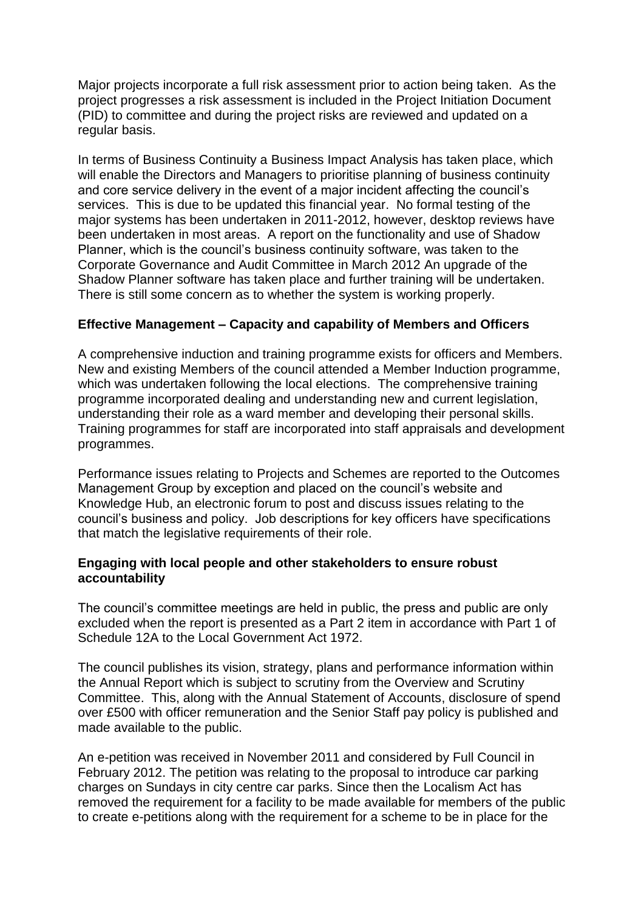Major projects incorporate a full risk assessment prior to action being taken. As the project progresses a risk assessment is included in the Project Initiation Document (PID) to committee and during the project risks are reviewed and updated on a regular basis.

In terms of Business Continuity a Business Impact Analysis has taken place, which will enable the Directors and Managers to prioritise planning of business continuity and core service delivery in the event of a major incident affecting the council's services. This is due to be updated this financial year. No formal testing of the major systems has been undertaken in 2011-2012, however, desktop reviews have been undertaken in most areas. A report on the functionality and use of Shadow Planner, which is the council's business continuity software, was taken to the Corporate Governance and Audit Committee in March 2012 An upgrade of the Shadow Planner software has taken place and further training will be undertaken. There is still some concern as to whether the system is working properly.

**Effective Management – Capacity and capability of Members and Officers**

A comprehensive induction and training programme exists for officers and Members. New and existing Members of the council attended a Member Induction programme, which was undertaken following the local elections. The comprehensive training programme incorporated dealing and understanding new and current legislation, understanding their role as a ward member and developing their personal skills. Training programmes for staff are incorporated into staff appraisals and development programmes.

Performance issues relating to Projects and Schemes are reported to the Outcomes Management Group by exception and placed on the council's website and Knowledge Hub, an electronic forum to post and discuss issues relating to the council's business and policy. Job descriptions for key officers have specifications that match the legislative requirements of their role.

**Engaging with local people and other stakeholders to ensure robust accountability**

The council's committee meetings are held in public, the press and public are only excluded when the report is presented as a Part 2 item in accordance with Part 1 of Schedule 12A to the Local Government Act 1972.

The council publishes its vision, strategy, plans and performance information within the Annual Report which is subject to scrutiny from the Overview and Scrutiny Committee. This, along with the Annual Statement of Accounts, disclosure of spend over £500 with officer remuneration and the Senior Staff pay policy is published and made available to the public.

An e-petition was received in November 2011 and considered by Full Council in February 2012. The petition was relating to the proposal to introduce car parking charges on Sundays in city centre car parks. Since then the Localism Act has removed the requirement for a facility to be made available for members of the public to create e-petitions along with the requirement for a scheme to be in place for the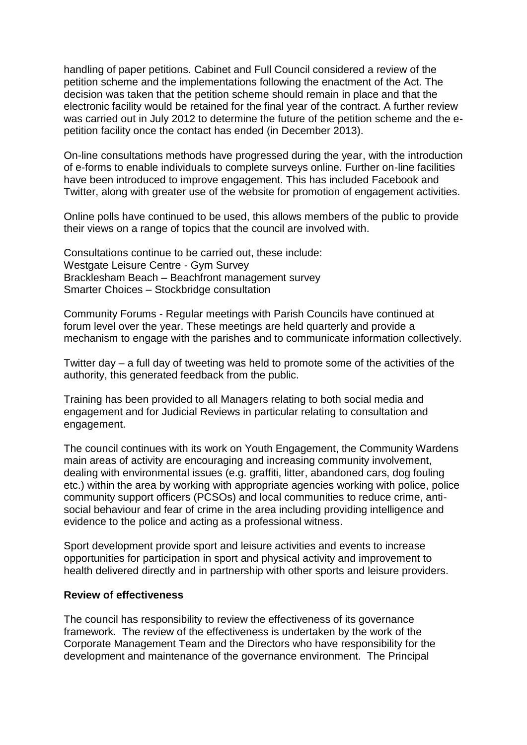handling of paper petitions. Cabinet and Full Council considered a review of the petition scheme and the implementations following the enactment of the Act. The decision was taken that the petition scheme should remain in place and that the electronic facility would be retained for the final year of the contract. A further review was carried out in July 2012 to determine the future of the petition scheme and the e-petition facility once the contact has ended (in December 2013).

On-line consultations methods have progressed during the year, with the introduction of e-forms to enable individuals to complete surveys online. Further on-line facilities have been introduced to improve engagement. This has included Facebook and Twitter, along with greater use of the website for promotion of engagement activities.

Online polls have continued to be used, this allows members of the public to provide their views on a range of topics that the council are involved with.

Consultations continue to be carried out, these include:
Westgate Leisure Centre - Gym Survey
Bracklesham Beach – Beachfront management survey
Smarter Choices – Stockbridge consultation

Community Forums - Regular meetings with Parish Councils have continued at forum level over the year. These meetings are held quarterly and provide a mechanism to engage with the parishes and to communicate information collectively.

Twitter day – a full day of tweeting was held to promote some of the activities of the authority, this generated feedback from the public.

Training has been provided to all Managers relating to both social media and engagement and for Judicial Reviews in particular relating to consultation and engagement.

The council continues with its work on Youth Engagement, the Community Wardens main areas of activity are encouraging and increasing community involvement, dealing with environmental issues (e.g. graffiti, litter, abandoned cars, dog fouling etc.) within the area by working with appropriate agencies working with police, police community support officers (PCSOs) and local communities to reduce crime, anti-social behaviour and fear of crime in the area including providing intelligence and evidence to the police and acting as a professional witness.

Sport development provide sport and leisure activities and events to increase opportunities for participation in sport and physical activity and improvement to health delivered directly and in partnership with other sports and leisure providers.

**Review of effectiveness**

The council has responsibility to review the effectiveness of its governance framework. The review of the effectiveness is undertaken by the work of the Corporate Management Team and the Directors who have responsibility for the development and maintenance of the governance environment. The Principal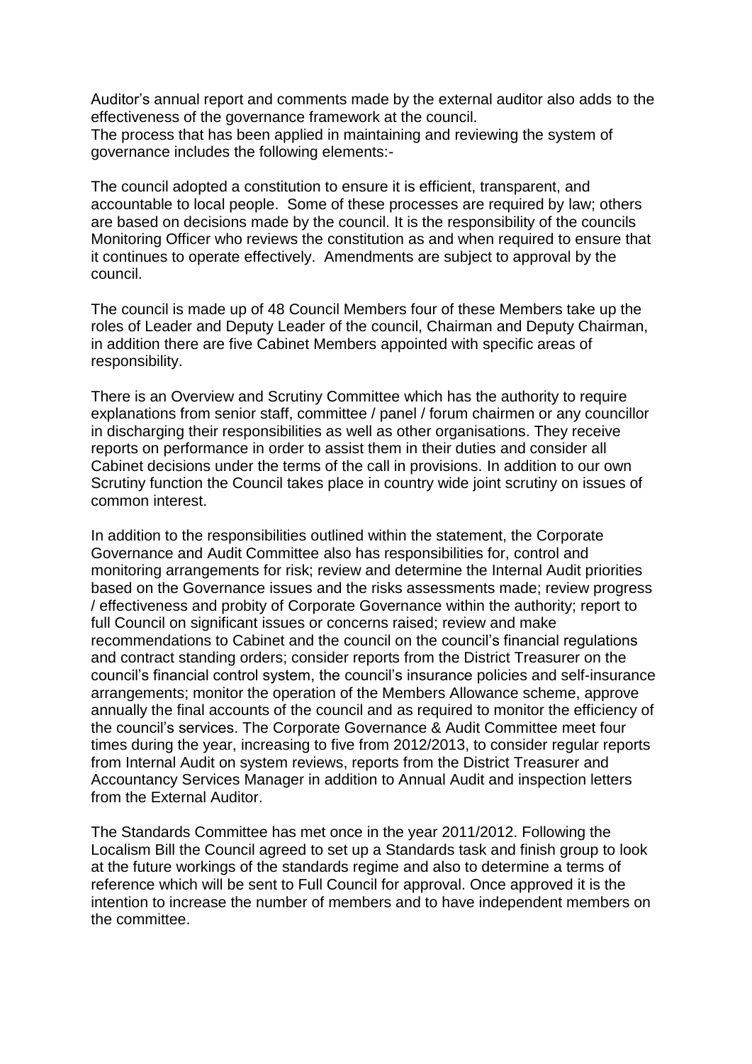Auditor's annual report and comments made by the external auditor also adds to the effectiveness of the governance framework at the council.
The process that has been applied in maintaining and reviewing the system of governance includes the following elements:-

The council adopted a constitution to ensure it is efficient, transparent, and accountable to local people. Some of these processes are required by law; others are based on decisions made by the council. It is the responsibility of the councils Monitoring Officer who reviews the constitution as and when required to ensure that it continues to operate effectively. Amendments are subject to approval by the council.

The council is made up of 48 Council Members four of these Members take up the roles of Leader and Deputy Leader of the council, Chairman and Deputy Chairman, in addition there are five Cabinet Members appointed with specific areas of responsibility.

There is an Overview and Scrutiny Committee which has the authority to require explanations from senior staff, committee / panel / forum chairmen or any councillor in discharging their responsibilities as well as other organisations. They receive reports on performance in order to assist them in their duties and consider all Cabinet decisions under the terms of the call in provisions. In addition to our own Scrutiny function the Council takes place in country wide joint scrutiny on issues of common interest.

In addition to the responsibilities outlined within the statement, the Corporate Governance and Audit Committee also has responsibilities for, control and monitoring arrangements for risk; review and determine the Internal Audit priorities based on the Governance issues and the risks assessments made; review progress / effectiveness and probity of Corporate Governance within the authority; report to full Council on significant issues or concerns raised; review and make recommendations to Cabinet and the council on the council's financial regulations and contract standing orders; consider reports from the District Treasurer on the council's financial control system, the council's insurance policies and self-insurance arrangements; monitor the operation of the Members Allowance scheme, approve annually the final accounts of the council and as required to monitor the efficiency of the council's services. The Corporate Governance & Audit Committee meet four times during the year, increasing to five from 2012/2013, to consider regular reports from Internal Audit on system reviews, reports from the District Treasurer and Accountancy Services Manager in addition to Annual Audit and inspection letters from the External Auditor.

The Standards Committee has met once in the year 2011/2012. Following the Localism Bill the Council agreed to set up a Standards task and finish group to look at the future workings of the standards regime and also to determine a terms of reference which will be sent to Full Council for approval. Once approved it is the intention to increase the number of members and to have independent members on the committee.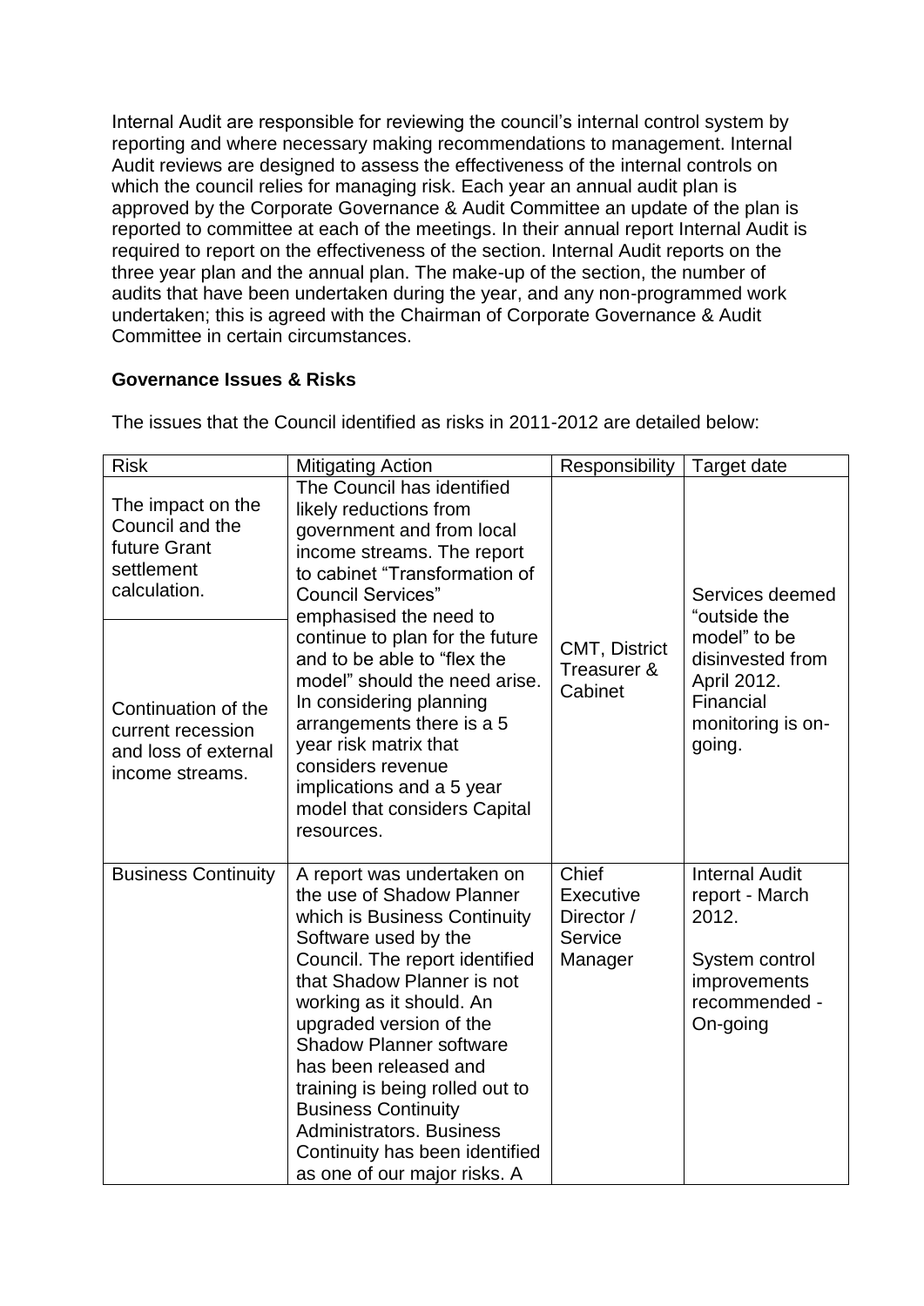Internal Audit are responsible for reviewing the council's internal control system by reporting and where necessary making recommendations to management. Internal Audit reviews are designed to assess the effectiveness of the internal controls on which the council relies for managing risk. Each year an annual audit plan is approved by the Corporate Governance & Audit Committee an update of the plan is reported to committee at each of the meetings. In their annual report Internal Audit is required to report on the effectiveness of the section. Internal Audit reports on the three year plan and the annual plan. The make-up of the section, the number of audits that have been undertaken during the year, and any non-programmed work undertaken; this is agreed with the Chairman of Corporate Governance & Audit Committee in certain circumstances.

**Governance Issues & Risks**

The issues that the Council identified as risks in 2011-2012 are detailed below:

| Risk | Mitigating Action | Responsibility | Target date |
|---|---|---|---|
| The impact on the Council and the future Grant settlement calculation.<br><br>Continuation of the current recession and loss of external income streams. | The Council has identified likely reductions from government and from local income streams. The report to cabinet "Transformation of Council Services" emphasised the need to continue to plan for the future and to be able to "flex the model" should the need arise. In considering planning arrangements there is a 5 year risk matrix that considers revenue implications and a 5 year model that considers Capital resources. | CMT, District Treasurer & Cabinet | Services deemed "outside the model" to be disinvested from April 2012. Financial monitoring is on-going. |
| Business Continuity | A report was undertaken on the use of Shadow Planner which is Business Continuity Software used by the Council. The report identified that Shadow Planner is not working as it should. An upgraded version of the Shadow Planner software has been released and training is being rolled out to Business Continuity Administrators. Business Continuity has been identified as one of our major risks. A | Chief Executive Director / Service Manager | Internal Audit report - March 2012.<br><br>System control improvements recommended - On-going |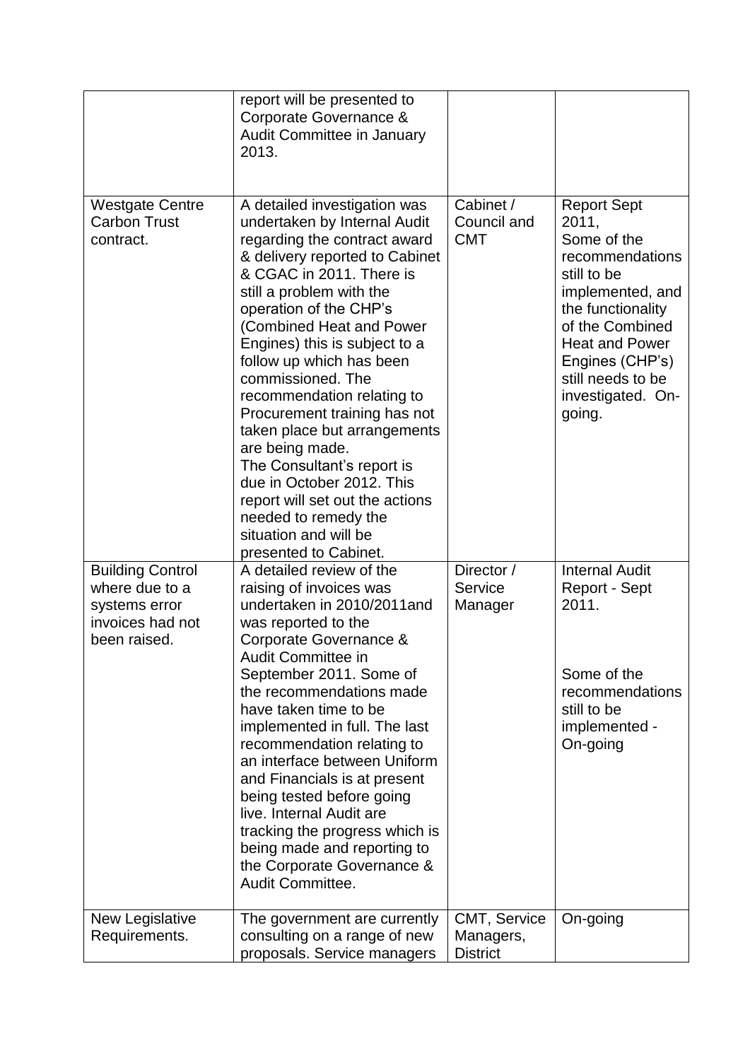| | | | |
|---|---|---|---|
| | report will be presented to Corporate Governance & Audit Committee in January 2013. | | |
| Westgate Centre Carbon Trust contract. | A detailed investigation was undertaken by Internal Audit regarding the contract award & delivery reported to Cabinet & CGAC in 2011. There is still a problem with the operation of the CHP's (Combined Heat and Power Engines) this is subject to a follow up which has been commissioned. The recommendation relating to Procurement training has not taken place but arrangements are being made.<br>The Consultant's report is due in October 2012. This report will set out the actions needed to remedy the situation and will be presented to Cabinet. | Cabinet / Council and CMT | Report Sept 2011,<br>Some of the recommendations still to be implemented, and the functionality of the Combined Heat and Power Engines (CHP's) still needs to be investigated. On-going. |
| Building Control where due to a systems error invoices had not been raised. | A detailed review of the raising of invoices was undertaken in 2010/2011and was reported to the Corporate Governance & Audit Committee in September 2011. Some of the recommendations made have taken time to be implemented in full. The last recommendation relating to an interface between Uniform and Financials is at present being tested before going live. Internal Audit are tracking the progress which is being made and reporting to the Corporate Governance & Audit Committee. | Director / Service Manager | Internal Audit Report - Sept 2011.<br><br>Some of the recommendations still to be implemented - On-going |
| New Legislative Requirements. | The government are currently consulting on a range of new proposals. Service managers | CMT, Service Managers, District | On-going |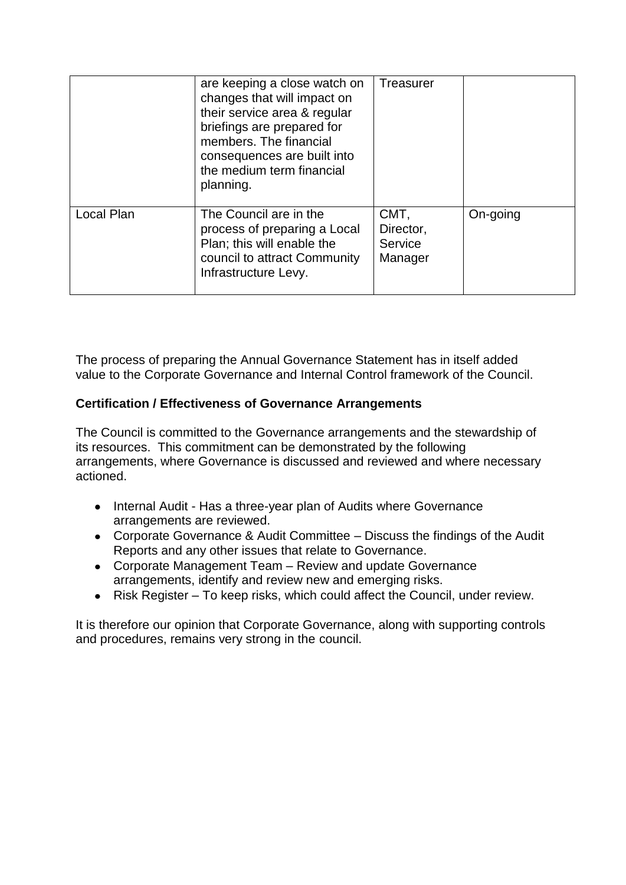| | | | |
|---|---|---|---|
| | are keeping a close watch on changes that will impact on their service area & regular briefings are prepared for members. The financial consequences are built into the medium term financial planning. | Treasurer | |
| Local Plan | The Council are in the process of preparing a Local Plan; this will enable the council to attract Community Infrastructure Levy. | CMT, Director, Service Manager | On-going |

The process of preparing the Annual Governance Statement has in itself added value to the Corporate Governance and Internal Control framework of the Council.

**Certification / Effectiveness of Governance Arrangements**

The Council is committed to the Governance arrangements and the stewardship of its resources. This commitment can be demonstrated by the following arrangements, where Governance is discussed and reviewed and where necessary actioned.

- Internal Audit - Has a three-year plan of Audits where Governance arrangements are reviewed.
- Corporate Governance & Audit Committee – Discuss the findings of the Audit Reports and any other issues that relate to Governance.
- Corporate Management Team – Review and update Governance arrangements, identify and review new and emerging risks.
- Risk Register – To keep risks, which could affect the Council, under review.

It is therefore our opinion that Corporate Governance, along with supporting controls and procedures, remains very strong in the council.